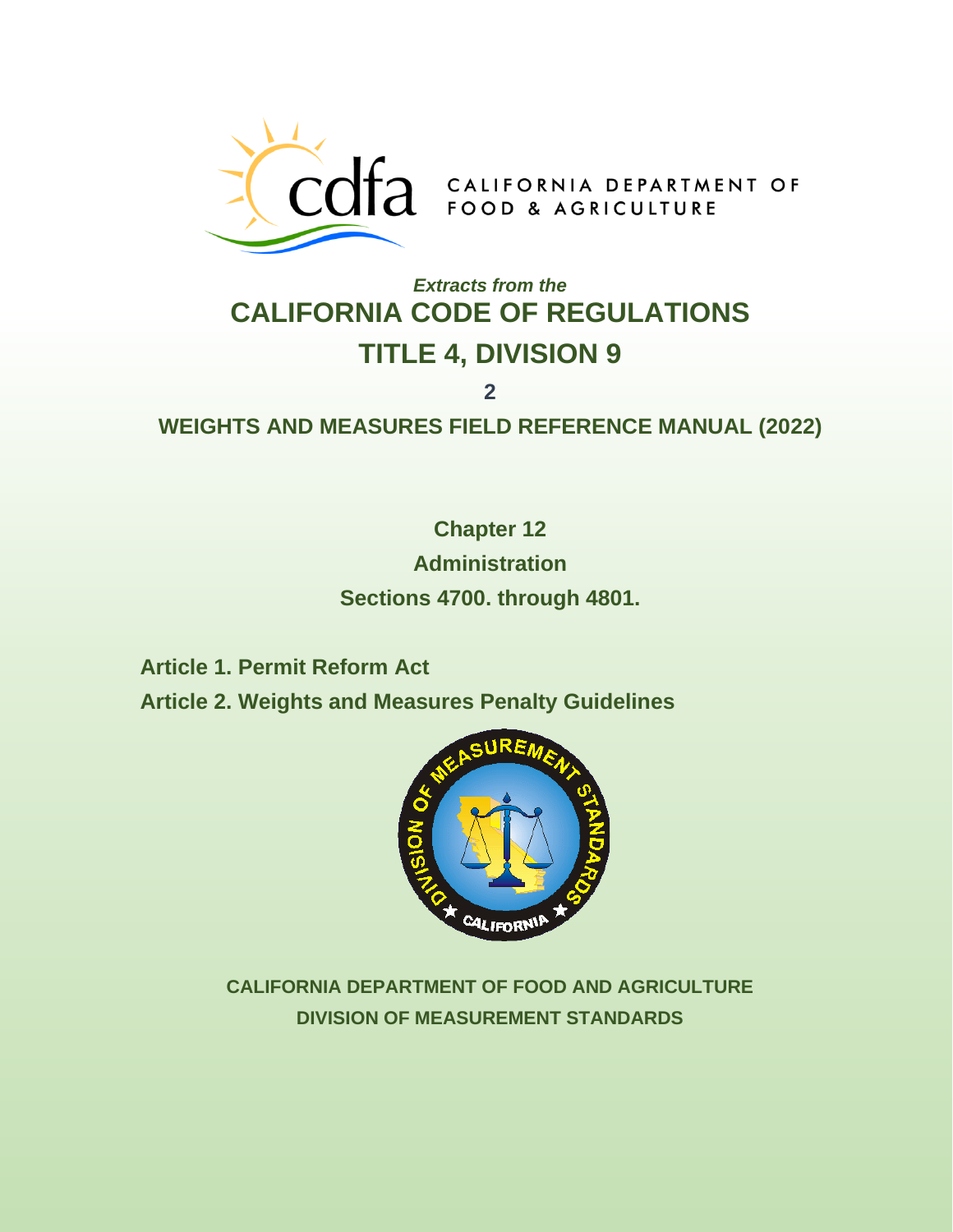CALIFORNIA DEPARTMENT OF FOOD & AGRICULTURE

*Extracts from the*

# CALIFORNIA CODE OF REGULATIONS

# TITLE 4, DIVISION 9

2

## WEIGHTS AND MEASURES FIELD REFERENCE MANUAL (2022)

**Chapter 12**

**Administration**

**Sections 4700. through 4801.**

**Article 1. Permit Reform Act**

**Article 2. Weights and Measures Penalty Guidelines**

**CALIFORNIA DEPARTMENT OF FOOD AND AGRICULTURE**

**DIVISION OF MEASUREMENT STANDARDS**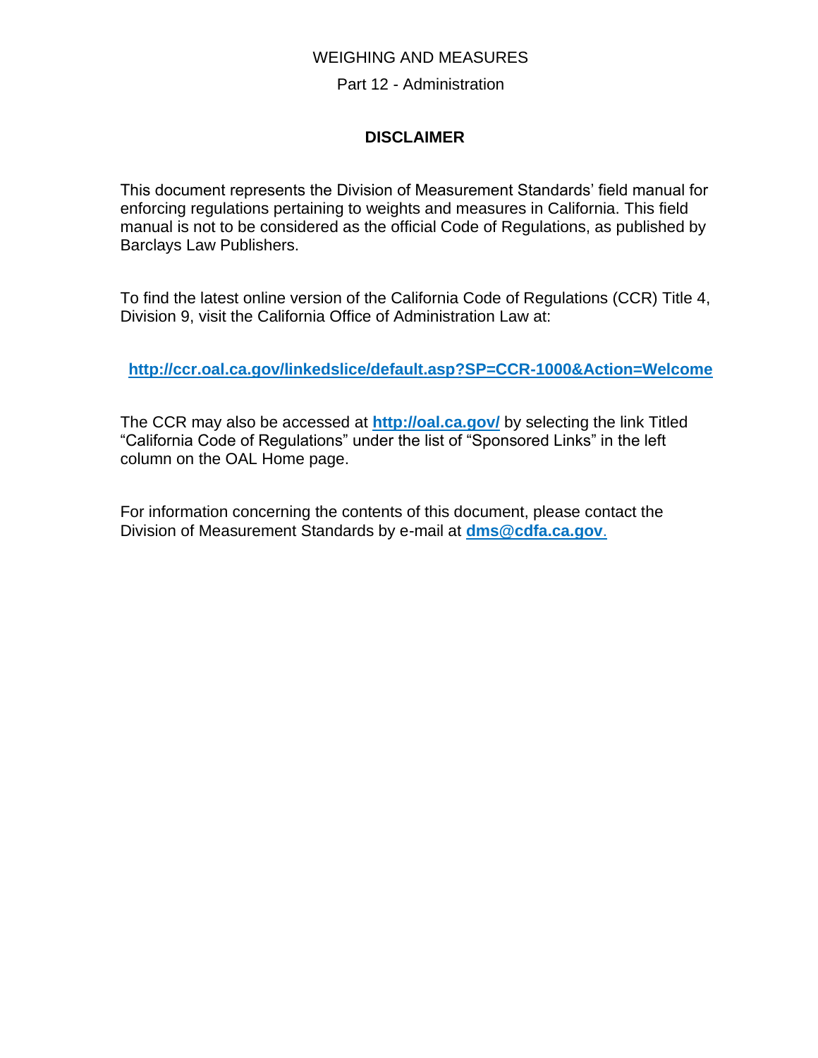WEIGHING AND MEASURES

Part 12 - Administration

## DISCLAIMER

This document represents the Division of Measurement Standards' field manual for enforcing regulations pertaining to weights and measures in California. This field manual is not to be considered as the official Code of Regulations, as published by Barclays Law Publishers.

To find the latest online version of the California Code of Regulations (CCR) Title 4, Division 9, visit the California Office of Administration Law at:

**http://ccr.oal.ca.gov/linkedslice/default.asp?SP=CCR-1000&Action=Welcome**

The CCR may also be accessed at **http://oal.ca.gov/** by selecting the link Titled "California Code of Regulations" under the list of "Sponsored Links" in the left column on the OAL Home page.

For information concerning the contents of this document, please contact the Division of Measurement Standards by e-mail at **dms@cdfa.ca.gov**.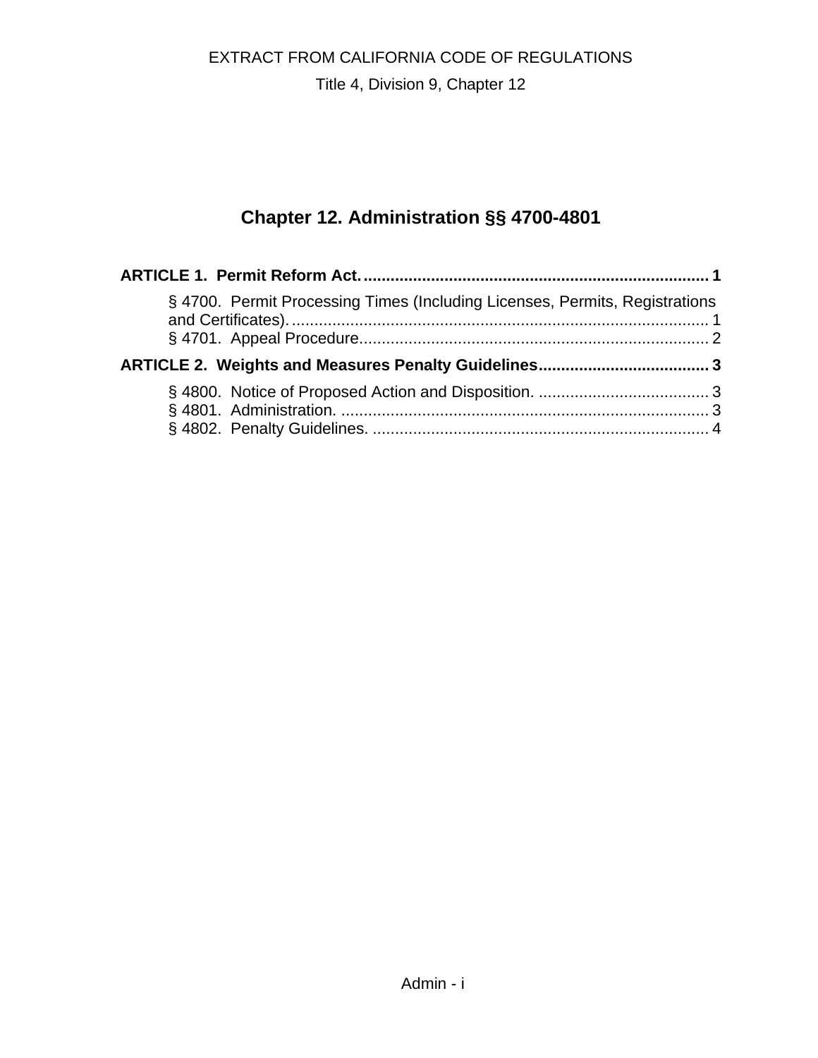EXTRACT FROM CALIFORNIA CODE OF REGULATIONS

Title 4, Division 9, Chapter 12

# Chapter 12. Administration §§ 4700-4801

**ARTICLE 1. Permit Reform Act.** ........................................................................... **1**

- § 4700. Permit Processing Times (Including Licenses, Permits, Registrations and Certificates). ............................................................................................ 1
- § 4701. Appeal Procedure............................................................................. 2

**ARTICLE 2. Weights and Measures Penalty Guidelines**...................................... **3**

- § 4800. Notice of Proposed Action and Disposition. ...................................... 3
- § 4801. Administration. .................................................................................. 3
- § 4802. Penalty Guidelines. ........................................................................... 4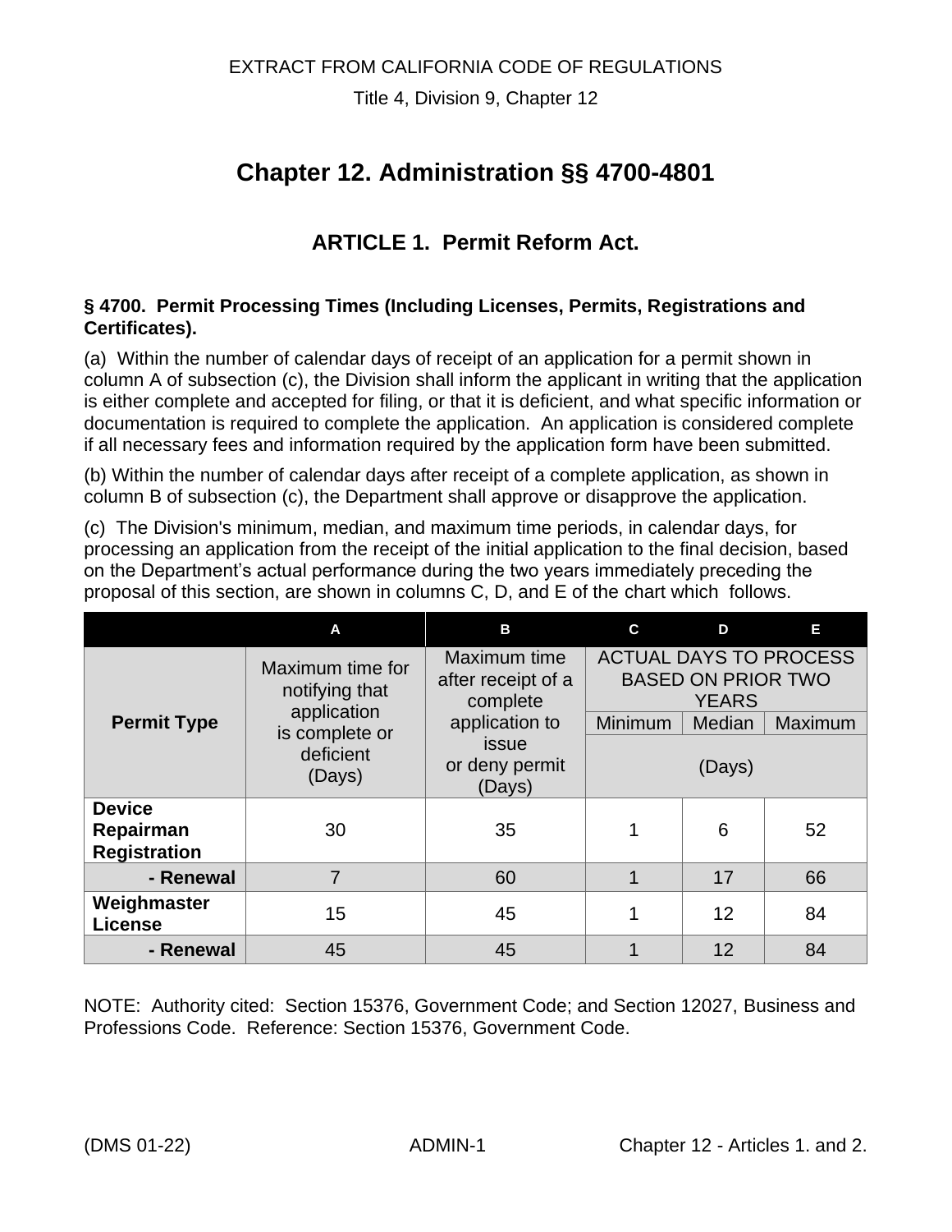EXTRACT FROM CALIFORNIA CODE OF REGULATIONS

Title 4, Division 9, Chapter 12

# Chapter 12. Administration §§ 4700-4801

## ARTICLE 1. Permit Reform Act.

### § 4700. Permit Processing Times (Including Licenses, Permits, Registrations and Certificates).

(a) Within the number of calendar days of receipt of an application for a permit shown in column A of subsection (c), the Division shall inform the applicant in writing that the application is either complete and accepted for filing, or that it is deficient, and what specific information or documentation is required to complete the application. An application is considered complete if all necessary fees and information required by the application form have been submitted.

(b) Within the number of calendar days after receipt of a complete application, as shown in column B of subsection (c), the Department shall approve or disapprove the application.

(c) The Division's minimum, median, and maximum time periods, in calendar days, for processing an application from the receipt of the initial application to the final decision, based on the Department's actual performance during the two years immediately preceding the proposal of this section, are shown in columns C, D, and E of the chart which follows.

| | A | B | C | D | E |
|---|---|---|---|---|---|
| Permit Type | Maximum time for notifying that application is complete or deficient (Days) | Maximum time after receipt of a complete application to issue or deny permit (Days) | ACTUAL DAYS TO PROCESS BASED ON PRIOR TWO YEARS | | |
| | | | Minimum | Median | Maximum |
| | | | (Days) | | |
| **Device Repairman Registration** | 30 | 35 | 1 | 6 | 52 |
| **- Renewal** | 7 | 60 | 1 | 17 | 66 |
| **Weighmaster License** | 15 | 45 | 1 | 12 | 84 |
| **- Renewal** | 45 | 45 | 1 | 12 | 84 |

NOTE: Authority cited: Section 15376, Government Code; and Section 12027, Business and Professions Code. Reference: Section 15376, Government Code.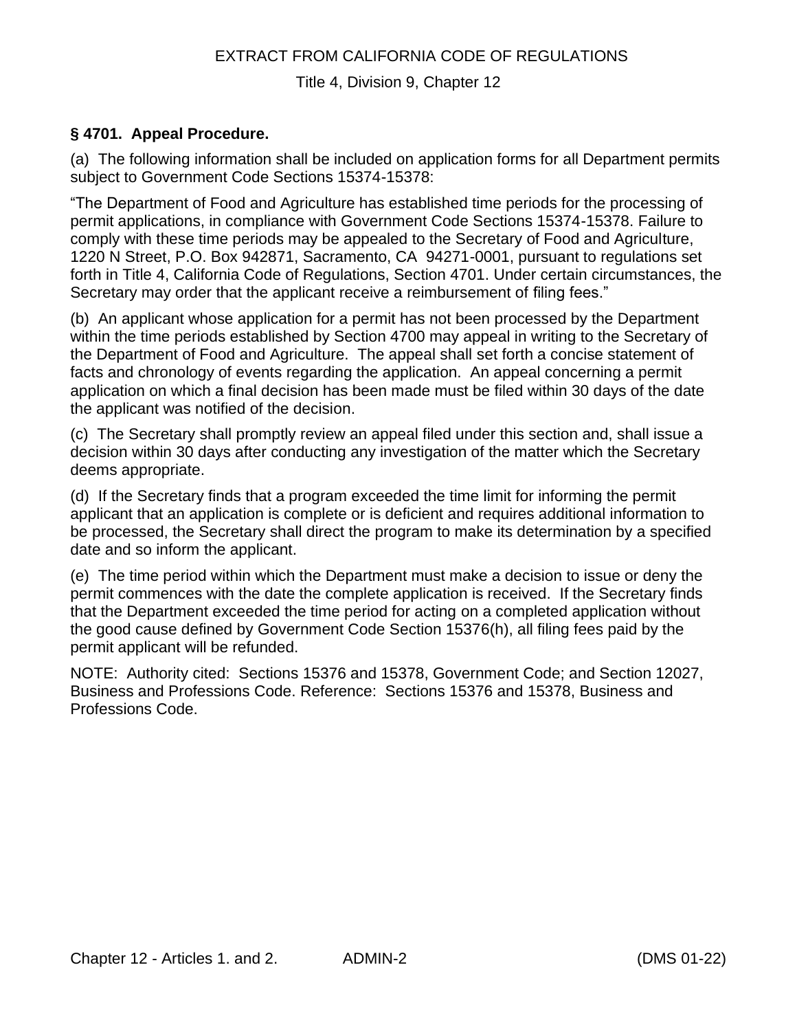EXTRACT FROM CALIFORNIA CODE OF REGULATIONS

Title 4, Division 9, Chapter 12

### § 4701. Appeal Procedure.

(a) The following information shall be included on application forms for all Department permits subject to Government Code Sections 15374-15378:

“The Department of Food and Agriculture has established time periods for the processing of permit applications, in compliance with Government Code Sections 15374-15378. Failure to comply with these time periods may be appealed to the Secretary of Food and Agriculture, 1220 N Street, P.O. Box 942871, Sacramento, CA 94271-0001, pursuant to regulations set forth in Title 4, California Code of Regulations, Section 4701. Under certain circumstances, the Secretary may order that the applicant receive a reimbursement of filing fees.”

(b) An applicant whose application for a permit has not been processed by the Department within the time periods established by Section 4700 may appeal in writing to the Secretary of the Department of Food and Agriculture. The appeal shall set forth a concise statement of facts and chronology of events regarding the application. An appeal concerning a permit application on which a final decision has been made must be filed within 30 days of the date the applicant was notified of the decision.

(c) The Secretary shall promptly review an appeal filed under this section and, shall issue a decision within 30 days after conducting any investigation of the matter which the Secretary deems appropriate.

(d) If the Secretary finds that a program exceeded the time limit for informing the permit applicant that an application is complete or is deficient and requires additional information to be processed, the Secretary shall direct the program to make its determination by a specified date and so inform the applicant.

(e) The time period within which the Department must make a decision to issue or deny the permit commences with the date the complete application is received. If the Secretary finds that the Department exceeded the time period for acting on a completed application without the good cause defined by Government Code Section 15376(h), all filing fees paid by the permit applicant will be refunded.

NOTE: Authority cited: Sections 15376 and 15378, Government Code; and Section 12027, Business and Professions Code. Reference: Sections 15376 and 15378, Business and Professions Code.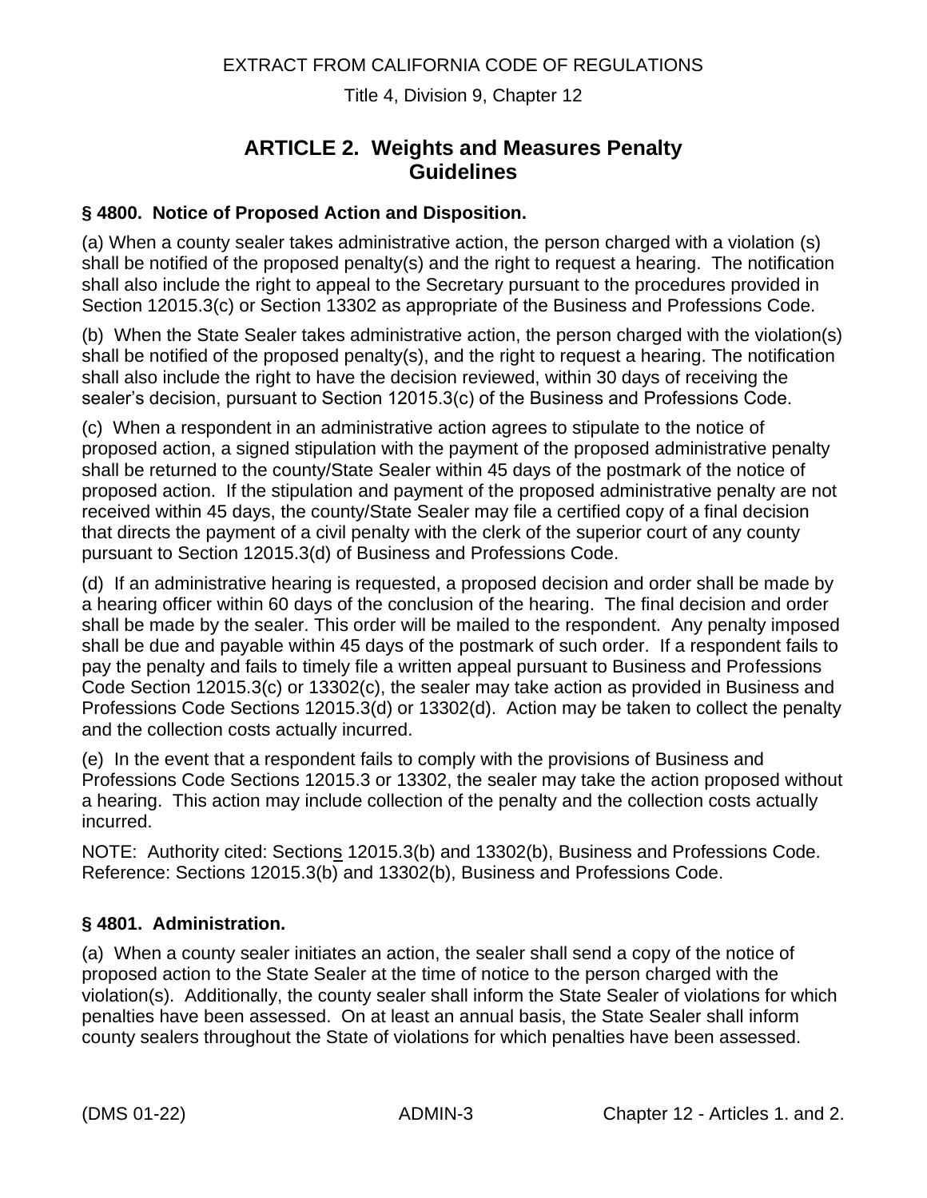EXTRACT FROM CALIFORNIA CODE OF REGULATIONS

Title 4, Division 9, Chapter 12

# ARTICLE 2. Weights and Measures Penalty Guidelines

### § 4800. Notice of Proposed Action and Disposition.

(a) When a county sealer takes administrative action, the person charged with a violation (s) shall be notified of the proposed penalty(s) and the right to request a hearing. The notification shall also include the right to appeal to the Secretary pursuant to the procedures provided in Section 12015.3(c) or Section 13302 as appropriate of the Business and Professions Code.

(b) When the State Sealer takes administrative action, the person charged with the violation(s) shall be notified of the proposed penalty(s), and the right to request a hearing. The notification shall also include the right to have the decision reviewed, within 30 days of receiving the sealer's decision, pursuant to Section 12015.3(c) of the Business and Professions Code.

(c) When a respondent in an administrative action agrees to stipulate to the notice of proposed action, a signed stipulation with the payment of the proposed administrative penalty shall be returned to the county/State Sealer within 45 days of the postmark of the notice of proposed action. If the stipulation and payment of the proposed administrative penalty are not received within 45 days, the county/State Sealer may file a certified copy of a final decision that directs the payment of a civil penalty with the clerk of the superior court of any county pursuant to Section 12015.3(d) of Business and Professions Code.

(d) If an administrative hearing is requested, a proposed decision and order shall be made by a hearing officer within 60 days of the conclusion of the hearing. The final decision and order shall be made by the sealer. This order will be mailed to the respondent. Any penalty imposed shall be due and payable within 45 days of the postmark of such order. If a respondent fails to pay the penalty and fails to timely file a written appeal pursuant to Business and Professions Code Section 12015.3(c) or 13302(c), the sealer may take action as provided in Business and Professions Code Sections 12015.3(d) or 13302(d). Action may be taken to collect the penalty and the collection costs actually incurred.

(e) In the event that a respondent fails to comply with the provisions of Business and Professions Code Sections 12015.3 or 13302, the sealer may take the action proposed without a hearing. This action may include collection of the penalty and the collection costs actually incurred.

NOTE: Authority cited: Sections 12015.3(b) and 13302(b), Business and Professions Code. Reference: Sections 12015.3(b) and 13302(b), Business and Professions Code.

### § 4801. Administration.

(a) When a county sealer initiates an action, the sealer shall send a copy of the notice of proposed action to the State Sealer at the time of notice to the person charged with the violation(s). Additionally, the county sealer shall inform the State Sealer of violations for which penalties have been assessed. On at least an annual basis, the State Sealer shall inform county sealers throughout the State of violations for which penalties have been assessed.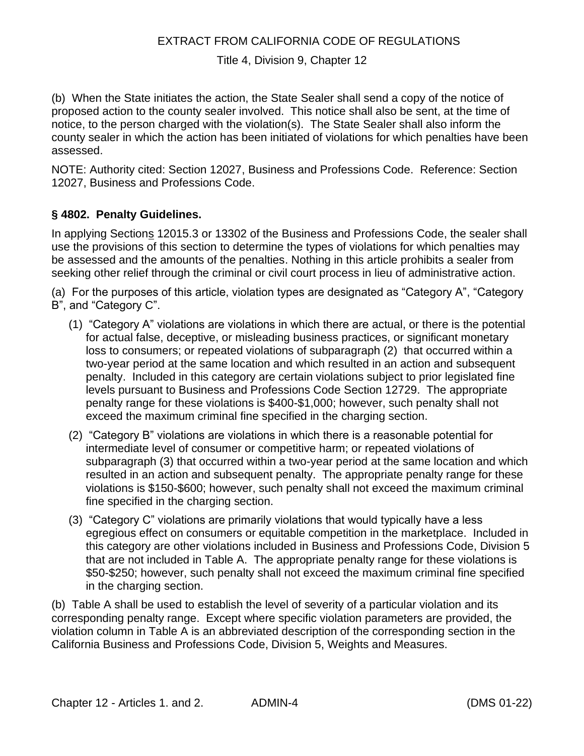(b) When the State initiates the action, the State Sealer shall send a copy of the notice of proposed action to the county sealer involved. This notice shall also be sent, at the time of notice, to the person charged with the violation(s). The State Sealer shall also inform the county sealer in which the action has been initiated of violations for which penalties have been assessed.

NOTE: Authority cited: Section 12027, Business and Professions Code. Reference: Section 12027, Business and Professions Code.

### § 4802. Penalty Guidelines.

In applying Sections 12015.3 or 13302 of the Business and Professions Code, the sealer shall use the provisions of this section to determine the types of violations for which penalties may be assessed and the amounts of the penalties. Nothing in this article prohibits a sealer from seeking other relief through the criminal or civil court process in lieu of administrative action.

(a) For the purposes of this article, violation types are designated as "Category A", "Category B", and "Category C".

(1) "Category A" violations are violations in which there are actual, or there is the potential for actual false, deceptive, or misleading business practices, or significant monetary loss to consumers; or repeated violations of subparagraph (2) that occurred within a two-year period at the same location and which resulted in an action and subsequent penalty. Included in this category are certain violations subject to prior legislated fine levels pursuant to Business and Professions Code Section 12729. The appropriate penalty range for these violations is $400-$1,000; however, such penalty shall not exceed the maximum criminal fine specified in the charging section.

(2) "Category B" violations are violations in which there is a reasonable potential for intermediate level of consumer or competitive harm; or repeated violations of subparagraph (3) that occurred within a two-year period at the same location and which resulted in an action and subsequent penalty. The appropriate penalty range for these violations is $150-$600; however, such penalty shall not exceed the maximum criminal fine specified in the charging section.

(3) "Category C" violations are primarily violations that would typically have a less egregious effect on consumers or equitable competition in the marketplace. Included in this category are other violations included in Business and Professions Code, Division 5 that are not included in Table A. The appropriate penalty range for these violations is $50-$250; however, such penalty shall not exceed the maximum criminal fine specified in the charging section.

(b) Table A shall be used to establish the level of severity of a particular violation and its corresponding penalty range. Except where specific violation parameters are provided, the violation column in Table A is an abbreviated description of the corresponding section in the California Business and Professions Code, Division 5, Weights and Measures.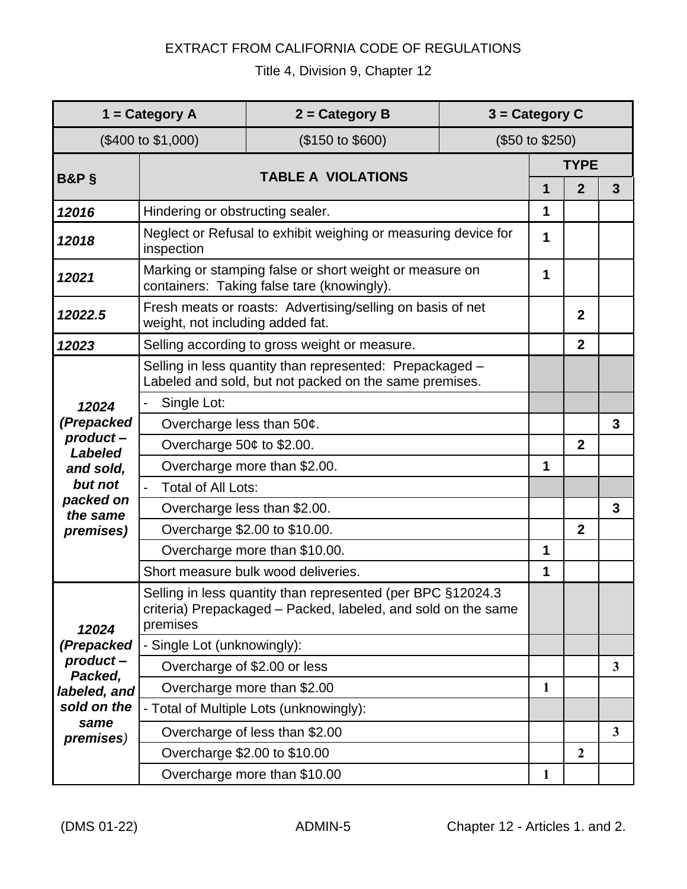EXTRACT FROM CALIFORNIA CODE OF REGULATIONS

Title 4, Division 9, Chapter 12

| 1 = Category A | 2 = Category B | 3 = Category C |
|---|---|---|
| ($400 to $1,000) | ($150 to $600) | ($50 to $250) |

| B&P § | TABLE A VIOLATIONS | TYPE | | |
|---|---|---|---|---|
| | | 1 | 2 | 3 |
| ***12016*** | Hindering or obstructing sealer. | 1 | | |
| ***12018*** | Neglect or Refusal to exhibit weighing or measuring device for inspection | 1 | | |
| ***12021*** | Marking or stamping false or short weight or measure on containers: Taking false tare (knowingly). | 1 | | |
| ***12022.5*** | Fresh meats or roasts: Advertising/selling on basis of net weight, not including added fat. | | 2 | |
| ***12023*** | Selling according to gross weight or measure. | | 2 | |
| ***12024 (Prepacked product – Labeled and sold, but not packed on the same premises)*** | Selling in less quantity than represented: Prepackaged – Labeled and sold, but not packed on the same premises. | | | |
| | - Single Lot: | | | |
| | Overcharge less than 50¢. | | | 3 |
| | Overcharge 50¢ to $2.00. | | 2 | |
| | Overcharge more than $2.00. | 1 | | |
| | - Total of All Lots: | | | |
| | Overcharge less than $2.00. | | | 3 |
| | Overcharge $2.00 to $10.00. | | 2 | |
| | Overcharge more than $10.00. | 1 | | |
| | Short measure bulk wood deliveries. | 1 | | |
| ***12024 (Prepacked product – Packed, labeled, and sold on the same premises)*** | Selling in less quantity than represented (per BPC §12024.3 criteria) Prepackaged – Packed, labeled, and sold on the same premises | | | |
| | - Single Lot (unknowingly): | | | |
| | Overcharge of $2.00 or less | | | 3 |
| | Overcharge more than $2.00 | 1 | | |
| | - Total of Multiple Lots (unknowingly): | | | |
| | Overcharge of less than $2.00 | | | 3 |
| | Overcharge $2.00 to $10.00 | | 2 | |
| | Overcharge more than $10.00 | 1 | | |

(DMS 01-22) ADMIN-5 Chapter 12 - Articles 1. and 2.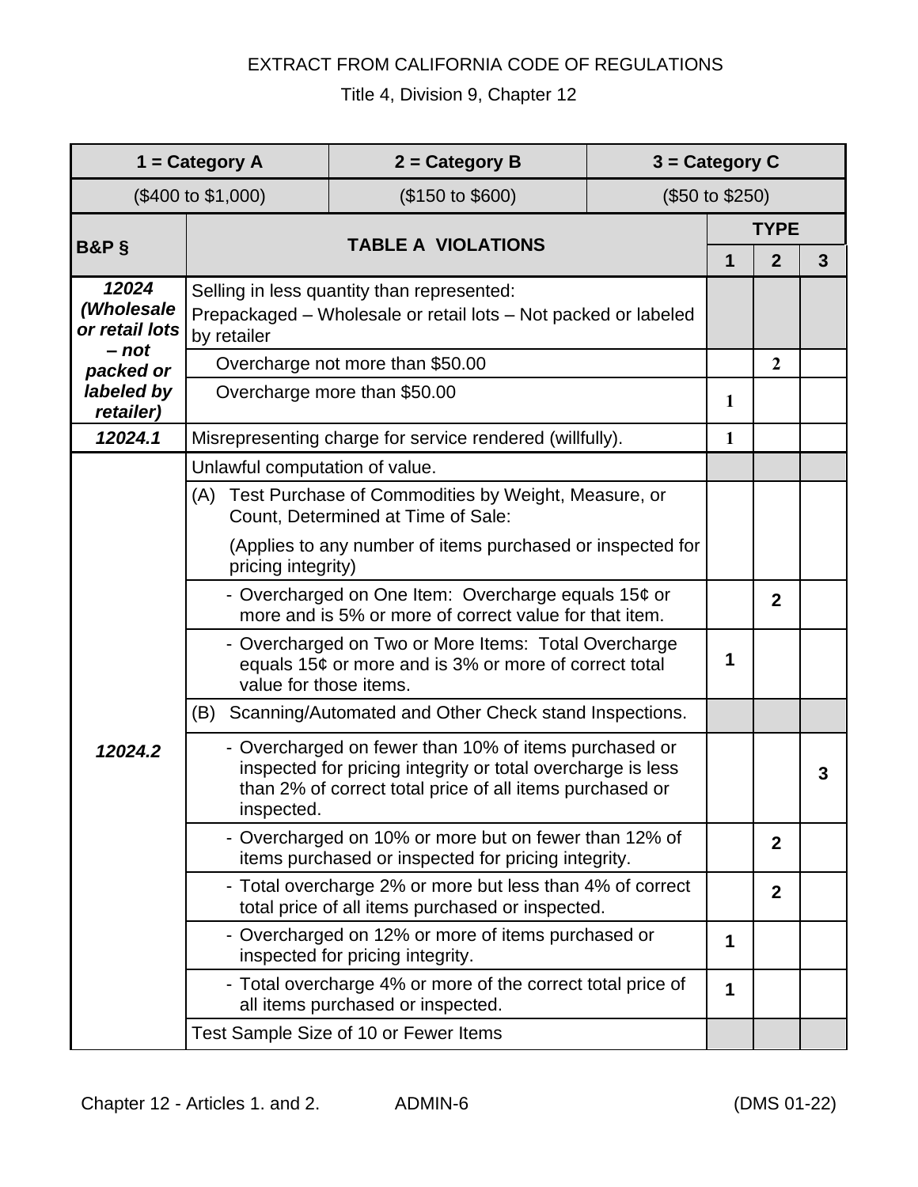EXTRACT FROM CALIFORNIA CODE OF REGULATIONS

Title 4, Division 9, Chapter 12

| 1 = Category A | 2 = Category B | 3 = Category C | | |
|---|---|---|---|---|
| ($400 to $1,000) | ($150 to $600) | ($50 to $250) | | |

| B&P § | TABLE A VIOLATIONS | TYPE | | |
|---|---|---|---|---|
| | | 1 | 2 | 3 |
| *12024 (Wholesale or retail lots – not packed or labeled by retailer)* | Selling in less quantity than represented: Prepackaged – Wholesale or retail lots – Not packed or labeled by retailer | | | |
| | Overcharge not more than $50.00 | | 2 | |
| | Overcharge more than $50.00 | 1 | | |
| *12024.1* | Misrepresenting charge for service rendered (willfully). | 1 | | |
| *12024.2* | Unlawful computation of value. | | | |
| | (A) Test Purchase of Commodities by Weight, Measure, or Count, Determined at Time of Sale: (Applies to any number of items purchased or inspected for pricing integrity) | | | |
| | - Overcharged on One Item: Overcharge equals 15¢ or more and is 5% or more of correct value for that item. | | 2 | |
| | - Overcharged on Two or More Items: Total Overcharge equals 15¢ or more and is 3% or more of correct total value for those items. | 1 | | |
| | (B) Scanning/Automated and Other Check stand Inspections. | | | |
| | - Overcharged on fewer than 10% of items purchased or inspected for pricing integrity or total overcharge is less than 2% of correct total price of all items purchased or inspected. | | | 3 |
| | - Overcharged on 10% or more but on fewer than 12% of items purchased or inspected for pricing integrity. | | 2 | |
| | - Total overcharge 2% or more but less than 4% of correct total price of all items purchased or inspected. | | 2 | |
| | - Overcharged on 12% or more of items purchased or inspected for pricing integrity. | 1 | | |
| | - Total overcharge 4% or more of the correct total price of all items purchased or inspected. | 1 | | |
| | Test Sample Size of 10 or Fewer Items | | | |

Chapter 12 - Articles 1. and 2. ADMIN-6 (DMS 01-22)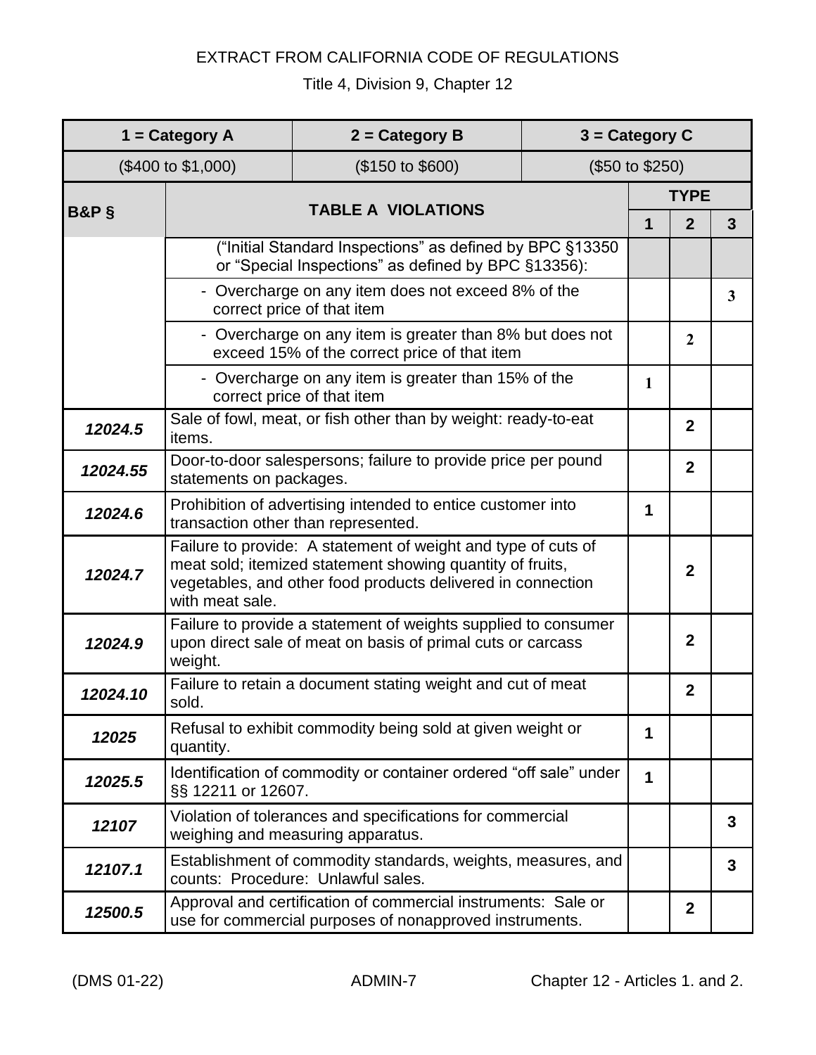EXTRACT FROM CALIFORNIA CODE OF REGULATIONS

Title 4, Division 9, Chapter 12

| 1 = Category A | 2 = Category B | 3 = Category C |
|---|---|---|
| ($400 to $1,000) | ($150 to $600) | ($50 to $250) |

| B&P § | TABLE A VIOLATIONS | TYPE | | |
|---|---|---|---|---|
| | | 1 | 2 | 3 |
| | ("Initial Standard Inspections" as defined by BPC §13350 or "Special Inspections" as defined by BPC §13356): | | | |
| | - Overcharge on any item does not exceed 8% of the correct price of that item | | | 3 |
| | - Overcharge on any item is greater than 8% but does not exceed 15% of the correct price of that item | | 2 | |
| | - Overcharge on any item is greater than 15% of the correct price of that item | 1 | | |
| ***12024.5*** | Sale of fowl, meat, or fish other than by weight: ready-to-eat items. | | 2 | |
| ***12024.55*** | Door-to-door salespersons; failure to provide price per pound statements on packages. | | 2 | |
| ***12024.6*** | Prohibition of advertising intended to entice customer into transaction other than represented. | 1 | | |
| ***12024.7*** | Failure to provide: A statement of weight and type of cuts of meat sold; itemized statement showing quantity of fruits, vegetables, and other food products delivered in connection with meat sale. | | 2 | |
| ***12024.9*** | Failure to provide a statement of weights supplied to consumer upon direct sale of meat on basis of primal cuts or carcass weight. | | 2 | |
| ***12024.10*** | Failure to retain a document stating weight and cut of meat sold. | | 2 | |
| ***12025*** | Refusal to exhibit commodity being sold at given weight or quantity. | 1 | | |
| ***12025.5*** | Identification of commodity or container ordered "off sale" under §§ 12211 or 12607. | 1 | | |
| ***12107*** | Violation of tolerances and specifications for commercial weighing and measuring apparatus. | | | 3 |
| ***12107.1*** | Establishment of commodity standards, weights, measures, and counts: Procedure: Unlawful sales. | | | 3 |
| ***12500.5*** | Approval and certification of commercial instruments: Sale or use for commercial purposes of nonapproved instruments. | | 2 | |

(DMS 01-22) ADMIN-7 Chapter 12 - Articles 1. and 2.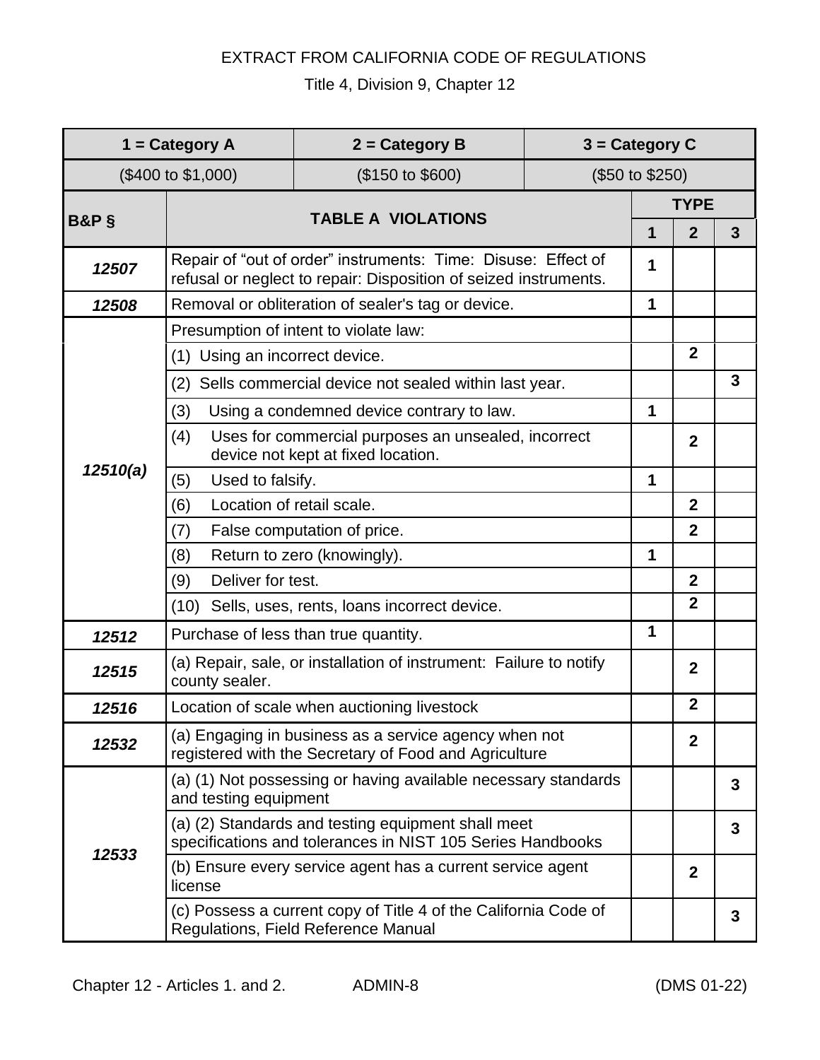EXTRACT FROM CALIFORNIA CODE OF REGULATIONS

Title 4, Division 9, Chapter 12

| 1 = Category A | 2 = Category B | 3 = Category C | | |
|---|---|---|---|---|
| ($400 to $1,000) | ($150 to $600) | ($50 to $250) | | |

| B&P § | TABLE A VIOLATIONS | TYPE | | |
|---|---|---|---|---|
| | | 1 | 2 | 3 |
| ***12507*** | Repair of "out of order" instruments: Time: Disuse: Effect of refusal or neglect to repair: Disposition of seized instruments. | 1 | | |
| ***12508*** | Removal or obliteration of sealer's tag or device. | 1 | | |
| ***12510(a)*** | Presumption of intent to violate law: | | | |
| | (1) Using an incorrect device. | | 2 | |
| | (2) Sells commercial device not sealed within last year. | | | 3 |
| | (3) Using a condemned device contrary to law. | 1 | | |
| | (4) Uses for commercial purposes an unsealed, incorrect device not kept at fixed location. | | 2 | |
| | (5) Used to falsify. | 1 | | |
| | (6) Location of retail scale. | | 2 | |
| | (7) False computation of price. | | 2 | |
| | (8) Return to zero (knowingly). | 1 | | |
| | (9) Deliver for test. | | 2 | |
| | (10) Sells, uses, rents, loans incorrect device. | | 2 | |
| ***12512*** | Purchase of less than true quantity. | 1 | | |
| ***12515*** | (a) Repair, sale, or installation of instrument: Failure to notify county sealer. | | 2 | |
| ***12516*** | Location of scale when auctioning livestock | | 2 | |
| ***12532*** | (a) Engaging in business as a service agency when not registered with the Secretary of Food and Agriculture | | 2 | |
| ***12533*** | (a) (1) Not possessing or having available necessary standards and testing equipment | | | 3 |
| | (a) (2) Standards and testing equipment shall meet specifications and tolerances in NIST 105 Series Handbooks | | | 3 |
| | (b) Ensure every service agent has a current service agent license | | 2 | |
| | (c) Possess a current copy of Title 4 of the California Code of Regulations, Field Reference Manual | | | 3 |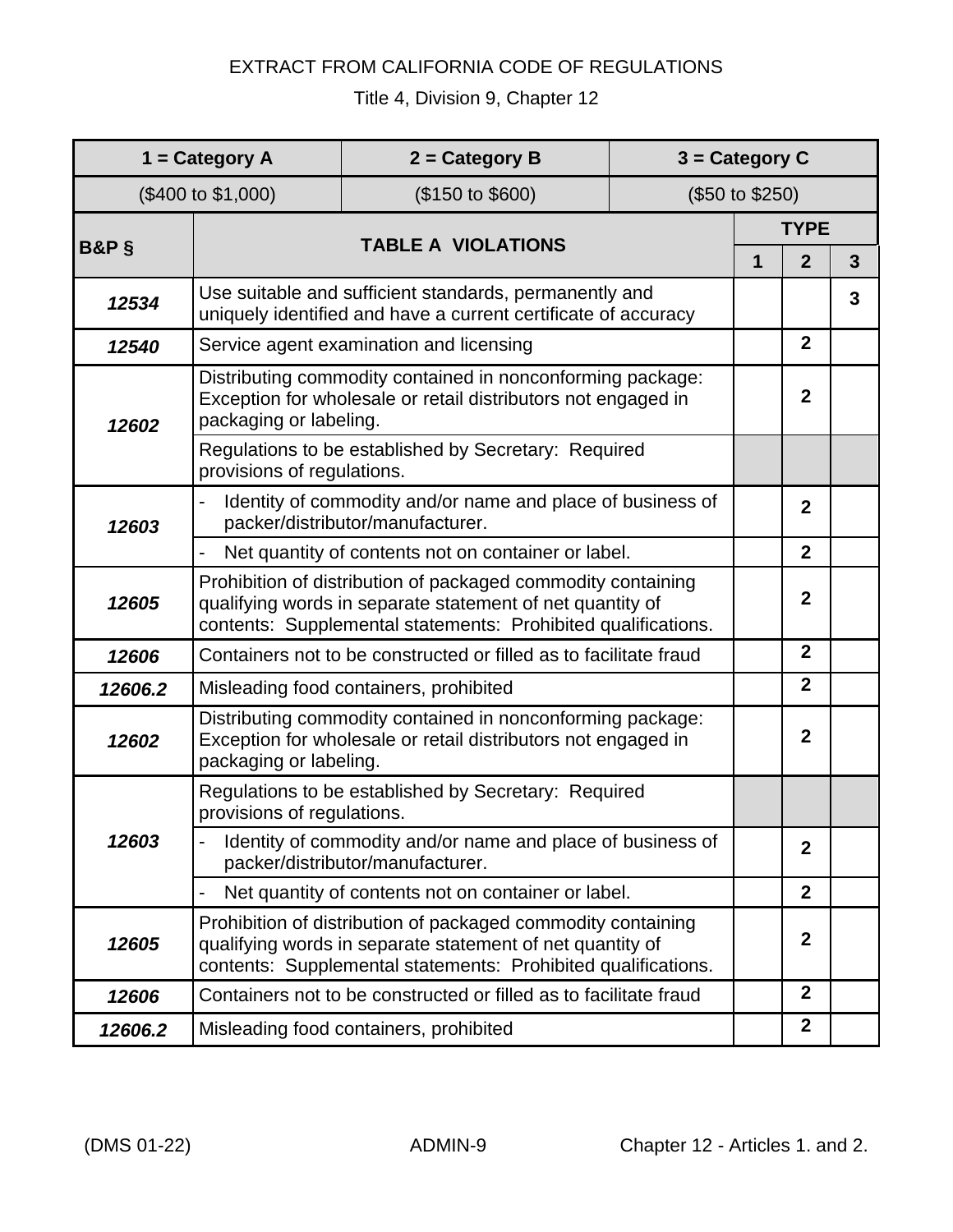EXTRACT FROM CALIFORNIA CODE OF REGULATIONS

Title 4, Division 9, Chapter 12

| 1 = Category A | 2 = Category B | 3 = Category C | | |
|---|---|---|---|---|
| ($400 to $1,000) | ($150 to $600) | ($50 to $250) | | |

| B&P § | TABLE A VIOLATIONS | TYPE | | |
|---|---|---|---|---|
| | | 1 | 2 | 3 |
| *12534* | Use suitable and sufficient standards, permanently and uniquely identified and have a current certificate of accuracy | | | 3 |
| *12540* | Service agent examination and licensing | | 2 | |
| *12602* | Distributing commodity contained in nonconforming package: Exception for wholesale or retail distributors not engaged in packaging or labeling. | | 2 | |
| | Regulations to be established by Secretary: Required provisions of regulations. | | | |
| *12603* | - Identity of commodity and/or name and place of business of packer/distributor/manufacturer. | | 2 | |
| | - Net quantity of contents not on container or label. | | 2 | |
| *12605* | Prohibition of distribution of packaged commodity containing qualifying words in separate statement of net quantity of contents: Supplemental statements: Prohibited qualifications. | | 2 | |
| *12606* | Containers not to be constructed or filled as to facilitate fraud | | 2 | |
| *12606.2* | Misleading food containers, prohibited | | 2 | |
| *12602* | Distributing commodity contained in nonconforming package: Exception for wholesale or retail distributors not engaged in packaging or labeling. | | 2 | |
| *12603* | Regulations to be established by Secretary: Required provisions of regulations. | | | |
| | - Identity of commodity and/or name and place of business of packer/distributor/manufacturer. | | 2 | |
| | - Net quantity of contents not on container or label. | | 2 | |
| *12605* | Prohibition of distribution of packaged commodity containing qualifying words in separate statement of net quantity of contents: Supplemental statements: Prohibited qualifications. | | 2 | |
| *12606* | Containers not to be constructed or filled as to facilitate fraud | | 2 | |
| *12606.2* | Misleading food containers, prohibited | | 2 | |

(DMS 01-22) ADMIN-9 Chapter 12 - Articles 1. and 2.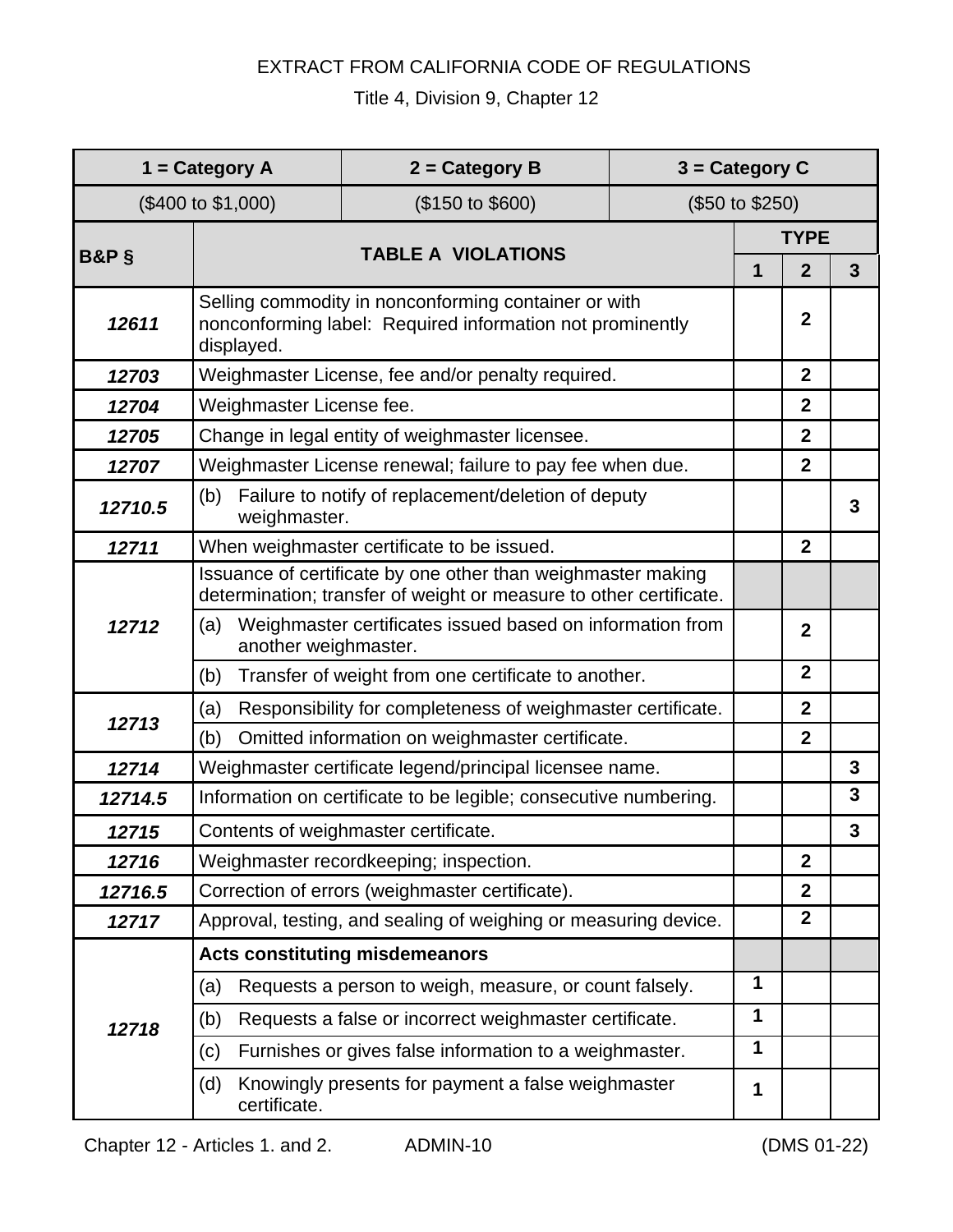EXTRACT FROM CALIFORNIA CODE OF REGULATIONS

Title 4, Division 9, Chapter 12

| 1 = Category A | | 2 = Category B | 3 = Category C | | |
|---|---|---|---|---|---|
| ($400 to $1,000) | | ($150 to $600) | ($50 to $250) | | |
| **B&P §** | **TABLE A VIOLATIONS** | | **TYPE** | | |
| | | | **1** | **2** | **3** |
| ***12611*** | Selling commodity in nonconforming container or with nonconforming label: Required information not prominently displayed. | | | **2** | |
| ***12703*** | Weighmaster License, fee and/or penalty required. | | | **2** | |
| ***12704*** | Weighmaster License fee. | | | **2** | |
| ***12705*** | Change in legal entity of weighmaster licensee. | | | **2** | |
| ***12707*** | Weighmaster License renewal; failure to pay fee when due. | | | **2** | |
| ***12710.5*** | (b) Failure to notify of replacement/deletion of deputy weighmaster. | | | | **3** |
| ***12711*** | When weighmaster certificate to be issued. | | | **2** | |
| ***12712*** | Issuance of certificate by one other than weighmaster making determination; transfer of weight or measure to other certificate. | | | | |
| | (a) Weighmaster certificates issued based on information from another weighmaster. | | | **2** | |
| | (b) Transfer of weight from one certificate to another. | | | **2** | |
| ***12713*** | (a) Responsibility for completeness of weighmaster certificate. | | | **2** | |
| | (b) Omitted information on weighmaster certificate. | | | **2** | |
| ***12714*** | Weighmaster certificate legend/principal licensee name. | | | | **3** |
| ***12714.5*** | Information on certificate to be legible; consecutive numbering. | | | | **3** |
| ***12715*** | Contents of weighmaster certificate. | | | | **3** |
| ***12716*** | Weighmaster recordkeeping; inspection. | | | **2** | |
| ***12716.5*** | Correction of errors (weighmaster certificate). | | | **2** | |
| ***12717*** | Approval, testing, and sealing of weighing or measuring device. | | | **2** | |
| ***12718*** | **Acts constituting misdemeanors** | | | | |
| | (a) Requests a person to weigh, measure, or count falsely. | | **1** | | |
| | (b) Requests a false or incorrect weighmaster certificate. | | **1** | | |
| | (c) Furnishes or gives false information to a weighmaster. | | **1** | | |
| | (d) Knowingly presents for payment a false weighmaster certificate. | | **1** | | |

Chapter 12 - Articles 1. and 2. ADMIN-10 (DMS 01-22)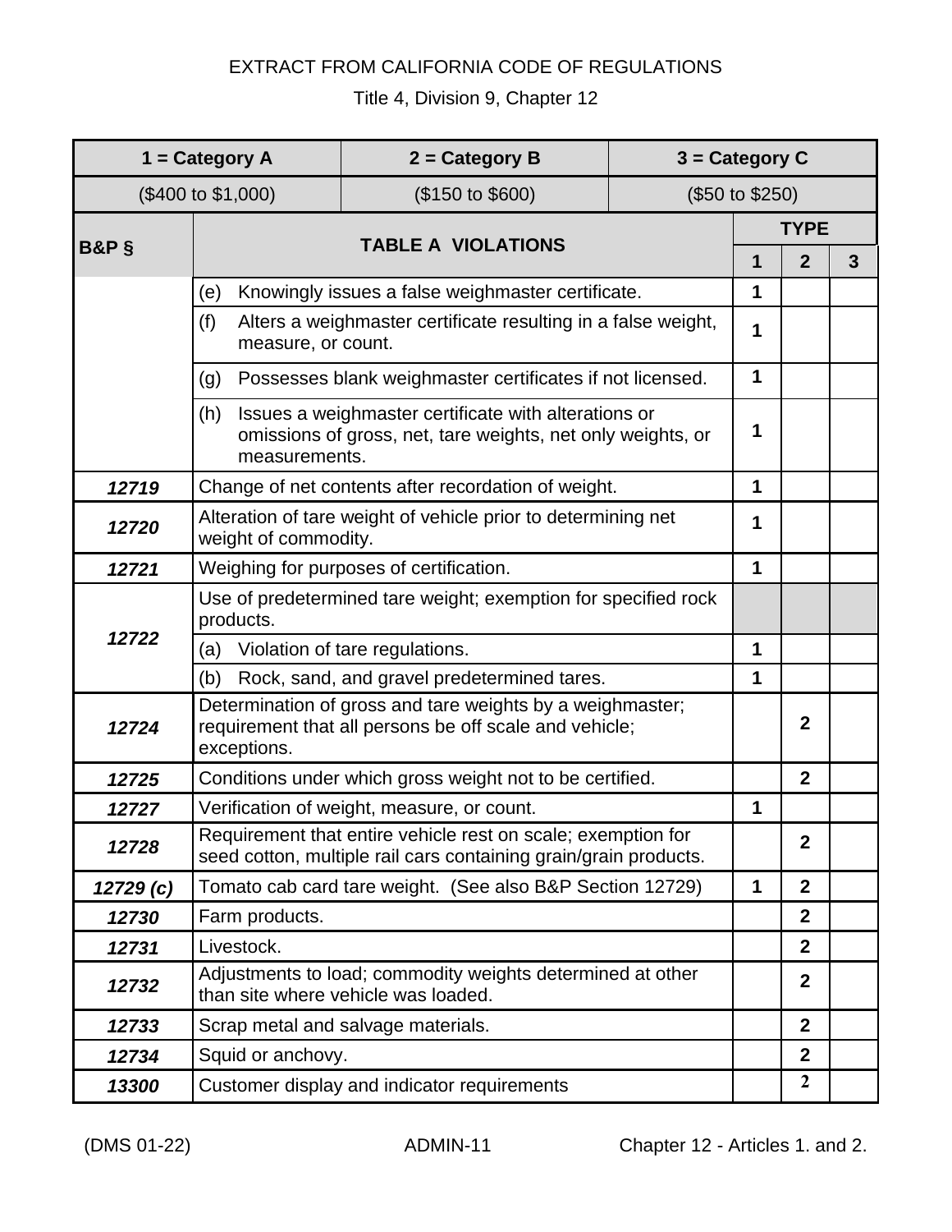EXTRACT FROM CALIFORNIA CODE OF REGULATIONS

Title 4, Division 9, Chapter 12

| 1 = Category A | 2 = Category B | 3 = Category C | | |
|---|---|---|---|---|
| ($400 to $1,000) | ($150 to $600) | ($50 to $250) | | |

| B&P § | TABLE A VIOLATIONS | TYPE | | |
|---|---|---|---|---|
| | | 1 | 2 | 3 |
| | (e) Knowingly issues a false weighmaster certificate. | 1 | | |
| | (f) Alters a weighmaster certificate resulting in a false weight, measure, or count. | 1 | | |
| | (g) Possesses blank weighmaster certificates if not licensed. | 1 | | |
| | (h) Issues a weighmaster certificate with alterations or omissions of gross, net, tare weights, net only weights, or measurements. | 1 | | |
| ***12719*** | Change of net contents after recordation of weight. | 1 | | |
| ***12720*** | Alteration of tare weight of vehicle prior to determining net weight of commodity. | 1 | | |
| ***12721*** | Weighing for purposes of certification. | 1 | | |
| ***12722*** | Use of predetermined tare weight; exemption for specified rock products. | | | |
| | (a) Violation of tare regulations. | 1 | | |
| | (b) Rock, sand, and gravel predetermined tares. | 1 | | |
| ***12724*** | Determination of gross and tare weights by a weighmaster; requirement that all persons be off scale and vehicle; exceptions. | | 2 | |
| ***12725*** | Conditions under which gross weight not to be certified. | | 2 | |
| ***12727*** | Verification of weight, measure, or count. | 1 | | |
| ***12728*** | Requirement that entire vehicle rest on scale; exemption for seed cotton, multiple rail cars containing grain/grain products. | | 2 | |
| ***12729 (c)*** | Tomato cab card tare weight. (See also B&P Section 12729) | 1 | 2 | |
| ***12730*** | Farm products. | | 2 | |
| ***12731*** | Livestock. | | 2 | |
| ***12732*** | Adjustments to load; commodity weights determined at other than site where vehicle was loaded. | | 2 | |
| ***12733*** | Scrap metal and salvage materials. | | 2 | |
| ***12734*** | Squid or anchovy. | | 2 | |
| ***13300*** | Customer display and indicator requirements | | 2 | |

(DMS 01-22) ADMIN-11 Chapter 12 - Articles 1. and 2.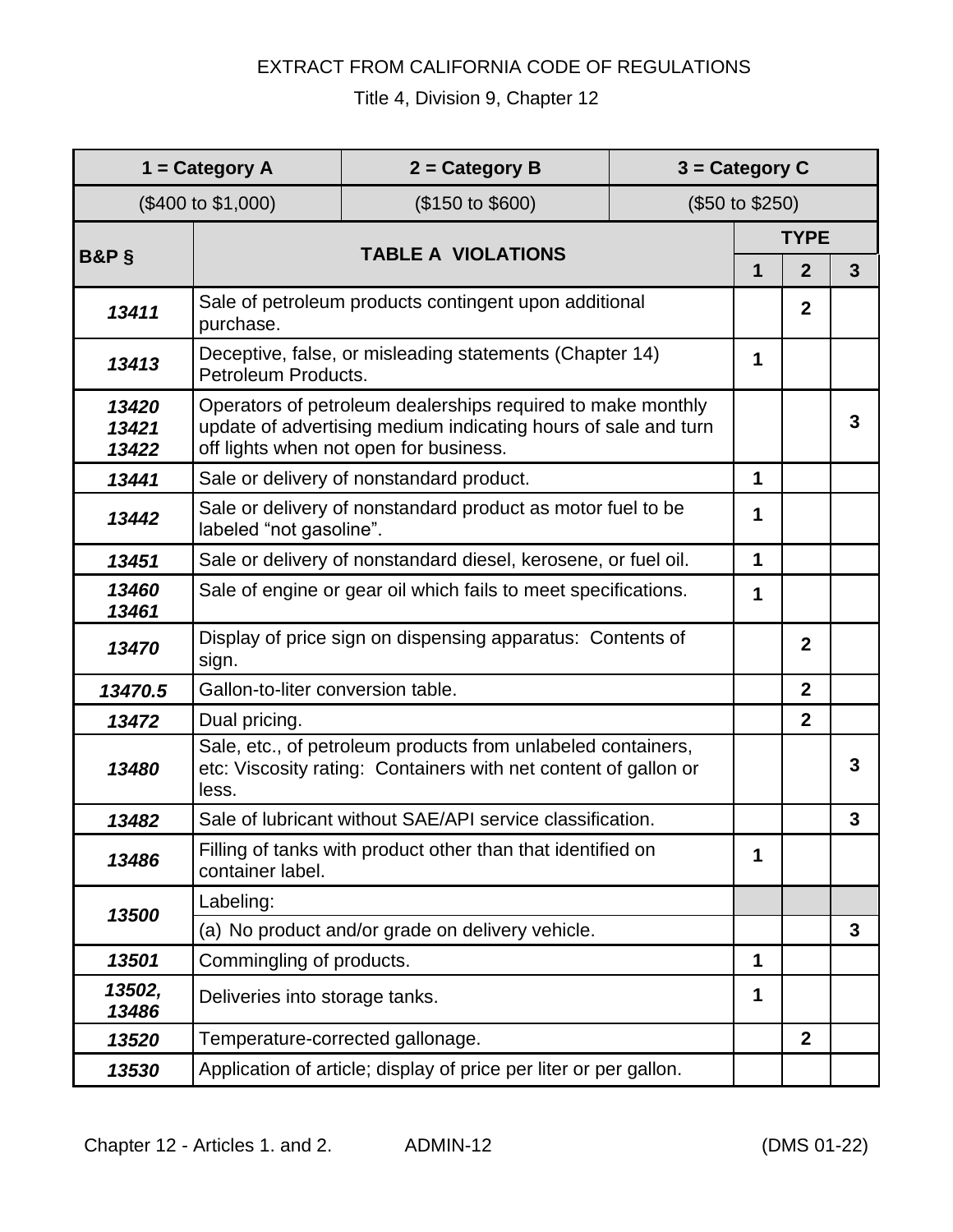EXTRACT FROM CALIFORNIA CODE OF REGULATIONS

Title 4, Division 9, Chapter 12

| 1 = Category A | | 2 = Category B | 3 = Category C | | |
|---|---|---|---|---|---|
| ($400 to $1,000) | | ($150 to $600) | ($50 to $250) | | |
| **B&P §** | **TABLE A VIOLATIONS** | | **TYPE** | | |
| | | | **1** | **2** | **3** |
| ***13411*** | Sale of petroleum products contingent upon additional purchase. | | | **2** | |
| ***13413*** | Deceptive, false, or misleading statements (Chapter 14) Petroleum Products. | | **1** | | |
| ***13420 13421 13422*** | Operators of petroleum dealerships required to make monthly update of advertising medium indicating hours of sale and turn off lights when not open for business. | | | | **3** |
| ***13441*** | Sale or delivery of nonstandard product. | | **1** | | |
| ***13442*** | Sale or delivery of nonstandard product as motor fuel to be labeled "not gasoline". | | **1** | | |
| ***13451*** | Sale or delivery of nonstandard diesel, kerosene, or fuel oil. | | **1** | | |
| ***13460 13461*** | Sale of engine or gear oil which fails to meet specifications. | | **1** | | |
| ***13470*** | Display of price sign on dispensing apparatus: Contents of sign. | | | **2** | |
| ***13470.5*** | Gallon-to-liter conversion table. | | | **2** | |
| ***13472*** | Dual pricing. | | | **2** | |
| ***13480*** | Sale, etc., of petroleum products from unlabeled containers, etc: Viscosity rating: Containers with net content of gallon or less. | | | | **3** |
| ***13482*** | Sale of lubricant without SAE/API service classification. | | | | **3** |
| ***13486*** | Filling of tanks with product other than that identified on container label. | | **1** | | |
| ***13500*** | Labeling: | | | | |
| | (a) No product and/or grade on delivery vehicle. | | | | **3** |
| ***13501*** | Commingling of products. | | **1** | | |
| ***13502, 13486*** | Deliveries into storage tanks. | | **1** | | |
| ***13520*** | Temperature-corrected gallonage. | | | **2** | |
| ***13530*** | Application of article; display of price per liter or per gallon. | | | | |

Chapter 12 - Articles 1. and 2. ADMIN-12 (DMS 01-22)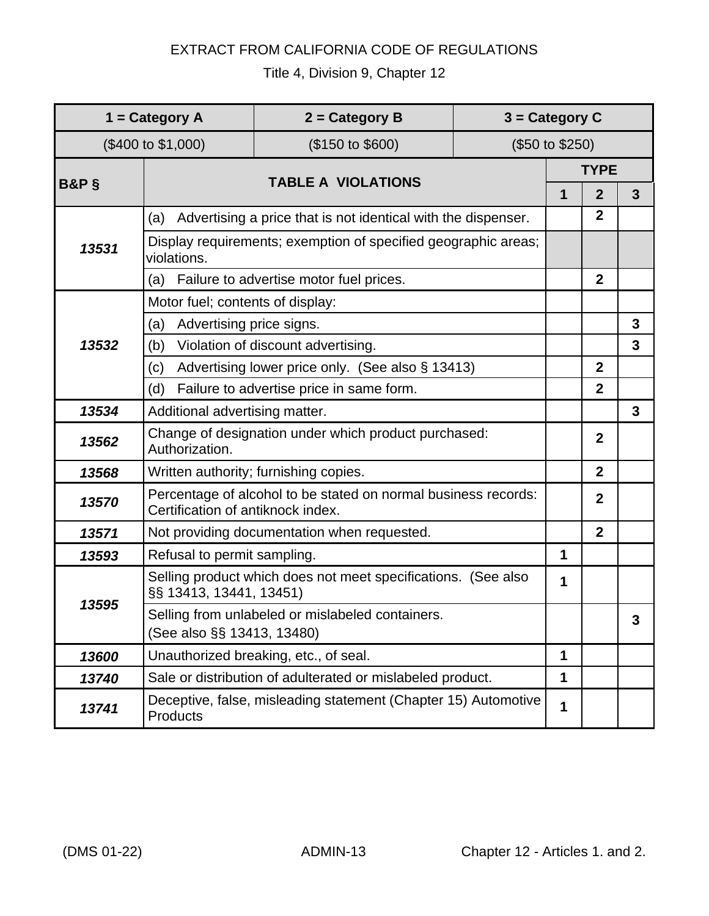EXTRACT FROM CALIFORNIA CODE OF REGULATIONS

Title 4, Division 9, Chapter 12

| 1 = Category A | 2 = Category B | 3 = Category C |
|---|---|---|
| ($400 to $1,000) | ($150 to $600) | ($50 to $250) |

| **B&P §** | **TABLE A VIOLATIONS** | **TYPE** | | |
|---|---|---|---|---|
| | | **1** | **2** | **3** |
| ***13531*** | (a) Advertising a price that is not identical with the dispenser. | | **2** | |
| | Display requirements; exemption of specified geographic areas; violations. | | | |
| | (a) Failure to advertise motor fuel prices. | | **2** | |
| ***13532*** | Motor fuel; contents of display: | | | |
| | (a) Advertising price signs. | | | **3** |
| | (b) Violation of discount advertising. | | | **3** |
| | (c) Advertising lower price only. (See also § 13413) | | **2** | |
| | (d) Failure to advertise price in same form. | | **2** | |
| ***13534*** | Additional advertising matter. | | | **3** |
| ***13562*** | Change of designation under which product purchased: Authorization. | | **2** | |
| ***13568*** | Written authority; furnishing copies. | | **2** | |
| ***13570*** | Percentage of alcohol to be stated on normal business records: Certification of antiknock index. | | **2** | |
| ***13571*** | Not providing documentation when requested. | | **2** | |
| ***13593*** | Refusal to permit sampling. | **1** | | |
| ***13595*** | Selling product which does not meet specifications. (See also §§ 13413, 13441, 13451) | **1** | | |
| | Selling from unlabeled or mislabeled containers. (See also §§ 13413, 13480) | | | **3** |
| ***13600*** | Unauthorized breaking, etc., of seal. | **1** | | |
| ***13740*** | Sale or distribution of adulterated or mislabeled product. | **1** | | |
| ***13741*** | Deceptive, false, misleading statement (Chapter 15) Automotive Products | **1** | | |

(DMS 01-22) ADMIN-13 Chapter 12 - Articles 1. and 2.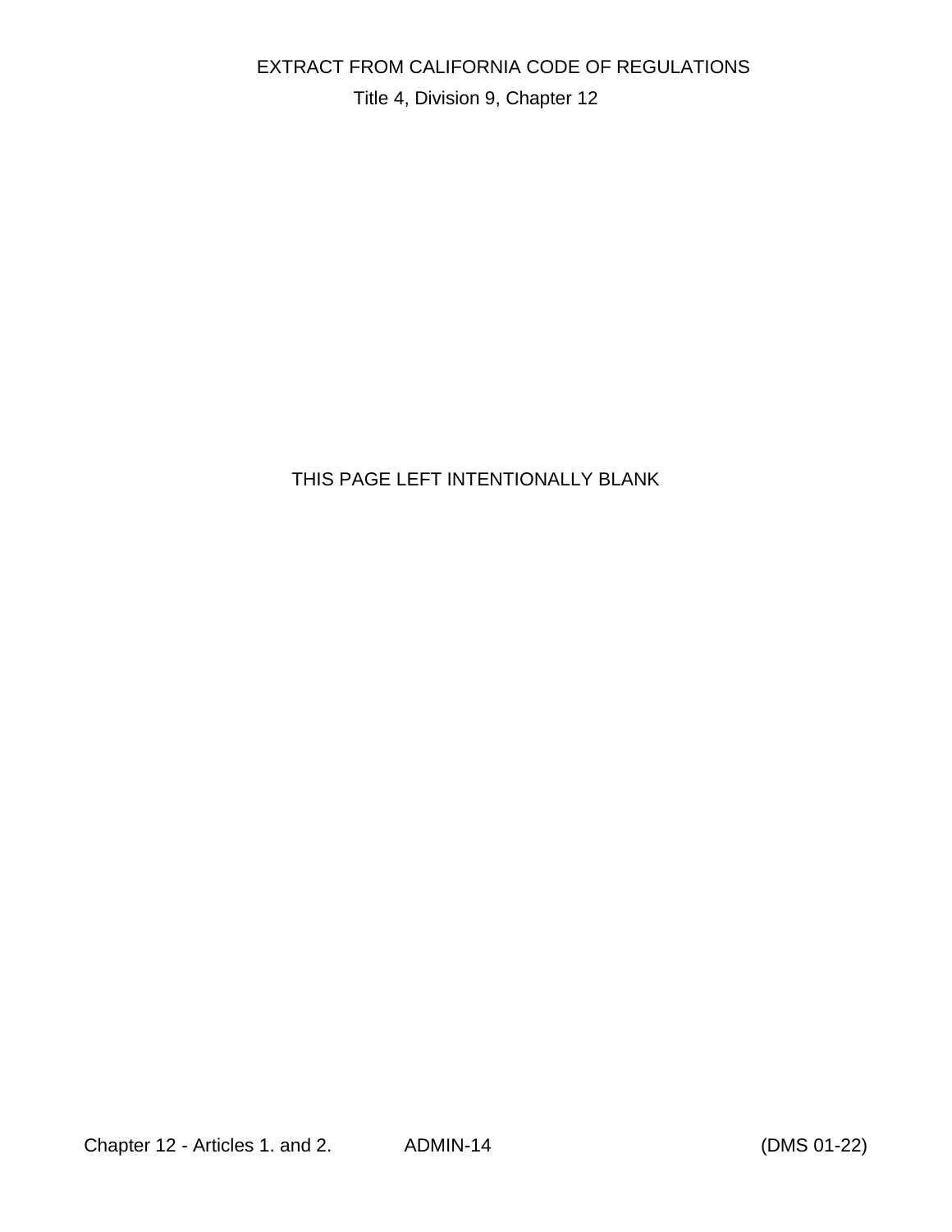EXTRACT FROM CALIFORNIA CODE OF REGULATIONS

Title 4, Division 9, Chapter 12

THIS PAGE LEFT INTENTIONALLY BLANK